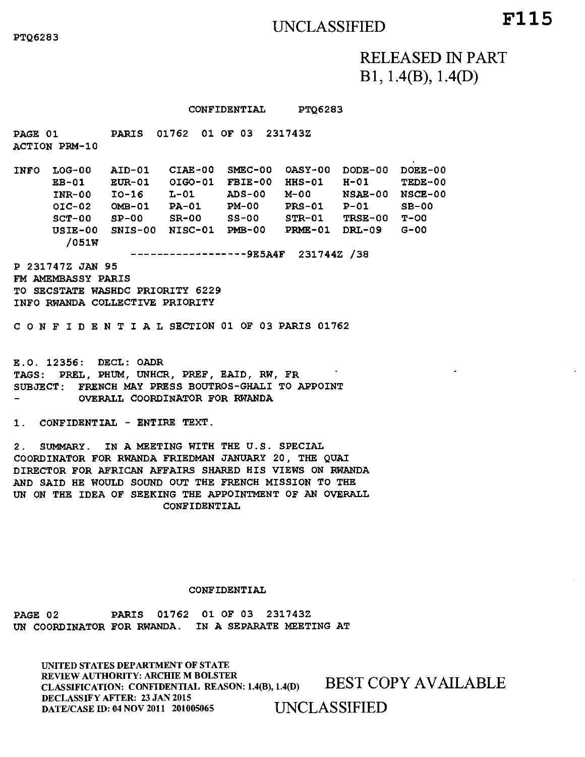UNCLASSIFIED

PTQ6283

F115

RELEASED IN PART
B1, 1.4(B), 1.4(D)

CONFIDENTIAL PTQ6283

PAGE 01 PARIS 01762 01 OF 03 231743Z
ACTION PRM-10

| INFO | LOG-00 | AID-01 | CIAE-00 | SMEC-00 | OASY-00 | DODE-00 | DOEE-00 |
|---|---|---|---|---|---|---|---|
| | EB-01 | EUR-01 | OIGO-01 | FBIE-00 | HHS-01 | H-01 | TEDE-00 |
| | INR-00 | IO-16 | L-01 | ADS-00 | M-00 | NSAE-00 | NSCE-00 |
| | OIC-02 | OMB-01 | PA-01 | PM-00 | PRS-01 | P-01 | SB-00 |
| | SCT-00 | SP-00 | SR-00 | SS-00 | STR-01 | TRSE-00 | T-00 |
| | USIE-00 | SNIS-00 | NISC-01 | PMB-00 | PRME-01 | DRL-09 | G-00 |
| | /051W | | | | | | |

------------------9E5A4F 231744Z /38

P 231747Z JAN 95
FM AMEMBASSY PARIS
TO SECSTATE WASHDC PRIORITY 6229
INFO RWANDA COLLECTIVE PRIORITY

C O N F I D E N T I A L SECTION 01 OF 03 PARIS 01762

E.O. 12356: DECL: OADR
TAGS: PREL, PHUM, UNHCR, PREF, EAID, RW, FR
SUBJECT: FRENCH MAY PRESS BOUTROS-GHALI TO APPOINT
- OVERALL COORDINATOR FOR RWANDA

1. CONFIDENTIAL - ENTIRE TEXT.

2. SUMMARY. IN A MEETING WITH THE U.S. SPECIAL COORDINATOR FOR RWANDA FRIEDMAN JANUARY 20, THE QUAI DIRECTOR FOR AFRICAN AFFAIRS SHARED HIS VIEWS ON RWANDA AND SAID HE WOULD SOUND OUT THE FRENCH MISSION TO THE UN ON THE IDEA OF SEEKING THE APPOINTMENT OF AN OVERALL

CONFIDENTIAL

CONFIDENTIAL

PAGE 02 PARIS 01762 01 OF 03 231743Z
UN COORDINATOR FOR RWANDA. IN A SEPARATE MEETING AT

UNITED STATES DEPARTMENT OF STATE
REVIEW AUTHORITY: ARCHIE M BOLSTER
CLASSIFICATION: CONFIDENTIAL REASON: 1.4(B), 1.4(D)
DECLASSIFY AFTER: 23 JAN 2015
DATE/CASE ID: 04 NOV 2011 201005065

BEST COPY AVAILABLE

UNCLASSIFIED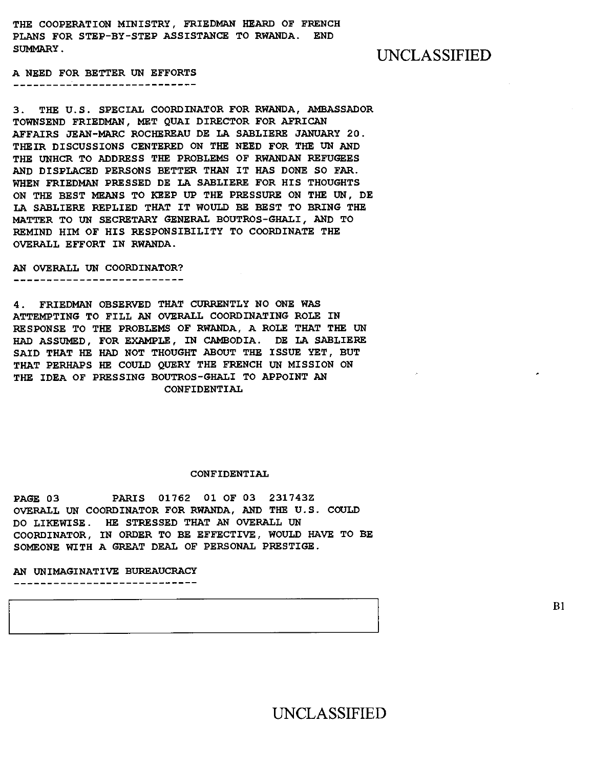THE COOPERATION MINISTRY, FRIEDMAN HEARD OF FRENCH PLANS FOR STEP-BY-STEP ASSISTANCE TO RWANDA. END SUMMARY.

UNCLASSIFIED

## A NEED FOR BETTER UN EFFORTS

3. THE U.S. SPECIAL COORDINATOR FOR RWANDA, AMBASSADOR TOWNSEND FRIEDMAN, MET QUAI DIRECTOR FOR AFRICAN AFFAIRS JEAN-MARC ROCHEREAU DE LA SABLIERE JANUARY 20. THEIR DISCUSSIONS CENTERED ON THE NEED FOR THE UN AND THE UNHCR TO ADDRESS THE PROBLEMS OF RWANDAN REFUGEES AND DISPLACED PERSONS BETTER THAN IT HAS DONE SO FAR. WHEN FRIEDMAN PRESSED DE LA SABLIERE FOR HIS THOUGHTS ON THE BEST MEANS TO KEEP UP THE PRESSURE ON THE UN, DE LA SABLIERE REPLIED THAT IT WOULD BE BEST TO BRING THE MATTER TO UN SECRETARY GENERAL BOUTROS-GHALI, AND TO REMIND HIM OF HIS RESPONSIBILITY TO COORDINATE THE OVERALL EFFORT IN RWANDA.

## AN OVERALL UN COORDINATOR?

4. FRIEDMAN OBSERVED THAT CURRENTLY NO ONE WAS ATTEMPTING TO FILL AN OVERALL COORDINATING ROLE IN RESPONSE TO THE PROBLEMS OF RWANDA, A ROLE THAT THE UN HAD ASSUMED, FOR EXAMPLE, IN CAMBODIA. DE LA SABLIERE SAID THAT HE HAD NOT THOUGHT ABOUT THE ISSUE YET, BUT THAT PERHAPS HE COULD QUERY THE FRENCH UN MISSION ON THE IDEA OF PRESSING BOUTROS-GHALI TO APPOINT AN

CONFIDENTIAL

CONFIDENTIAL

PAGE 03 PARIS 01762 01 OF 03 231743Z

OVERALL UN COORDINATOR FOR RWANDA, AND THE U.S. COULD DO LIKEWISE. HE STRESSED THAT AN OVERALL UN COORDINATOR, IN ORDER TO BE EFFECTIVE, WOULD HAVE TO BE SOMEONE WITH A GREAT DEAL OF PERSONAL PRESTIGE.

## AN UNIMAGINATIVE BUREAUCRACY

[REDACTED] B1

UNCLASSIFIED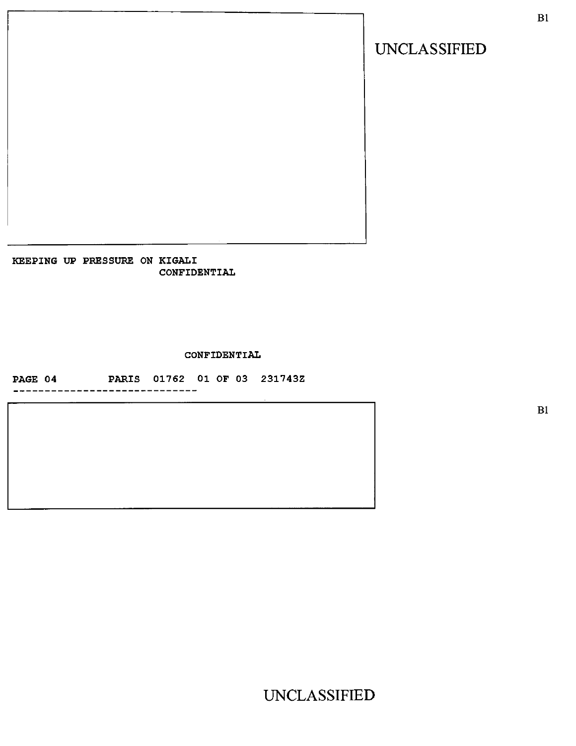B1

KEEPING UP PRESSURE ON KIGALI

CONFIDENTIAL

CONFIDENTIAL

PAGE 04        PARIS  01762  01 OF 03  231743Z

B1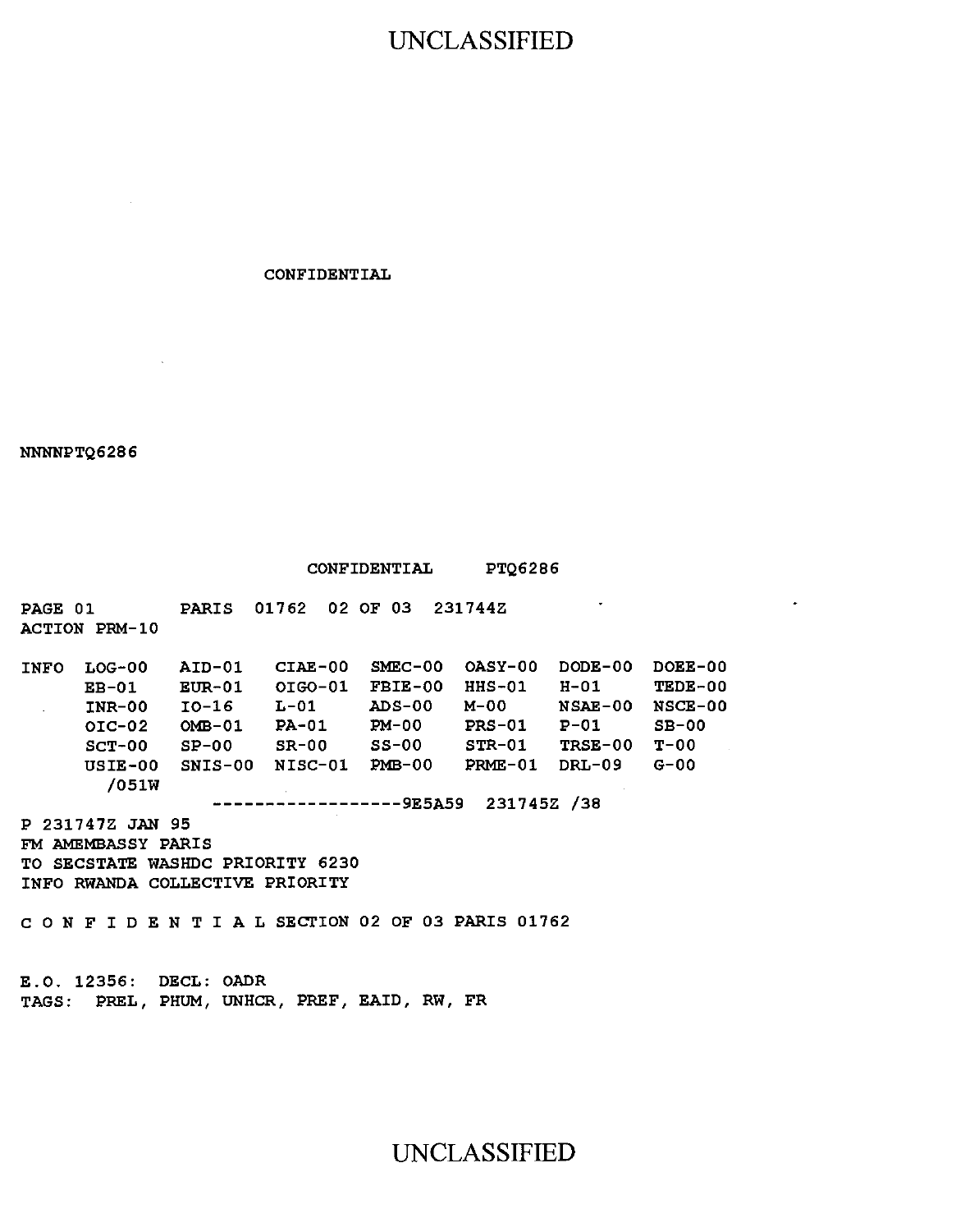CONFIDENTIAL

NNNNPTQ6286

CONFIDENTIAL PTQ6286

PAGE 01 PARIS 01762 02 OF 03 231744Z
ACTION PRM-10

| INFO | LOG-00 | AID-01 | CIAE-00 | SMEC-00 | OASY-00 | DODE-00 | DOEE-00 |
|---|---|---|---|---|---|---|---|
| | EB-01 | EUR-01 | OIGO-01 | FBIE-00 | HHS-01 | H-01 | TEDE-00 |
| | INR-00 | IO-16 | L-01 | ADS-00 | M-00 | NSAE-00 | NSCE-00 |
| | OIC-02 | OMB-01 | PA-01 | PM-00 | PRS-01 | P-01 | SB-00 |
| | SCT-00 | SP-00 | SR-00 | SS-00 | STR-01 | TRSE-00 | T-00 |
| | USIE-00 | SNIS-00 | NISC-01 | PMB-00 | PRME-01 | DRL-09 | G-00 |
| | /051W | | | | | | |

------------------9E5A59 231745Z /38

P 231747Z JAN 95
FM AMEMBASSY PARIS
TO SECSTATE WASHDC PRIORITY 6230
INFO RWANDA COLLECTIVE PRIORITY

C O N F I D E N T I A L SECTION 02 OF 03 PARIS 01762

E.O. 12356: DECL: OADR
TAGS: PREL, PHUM, UNHCR, PREF, EAID, RW, FR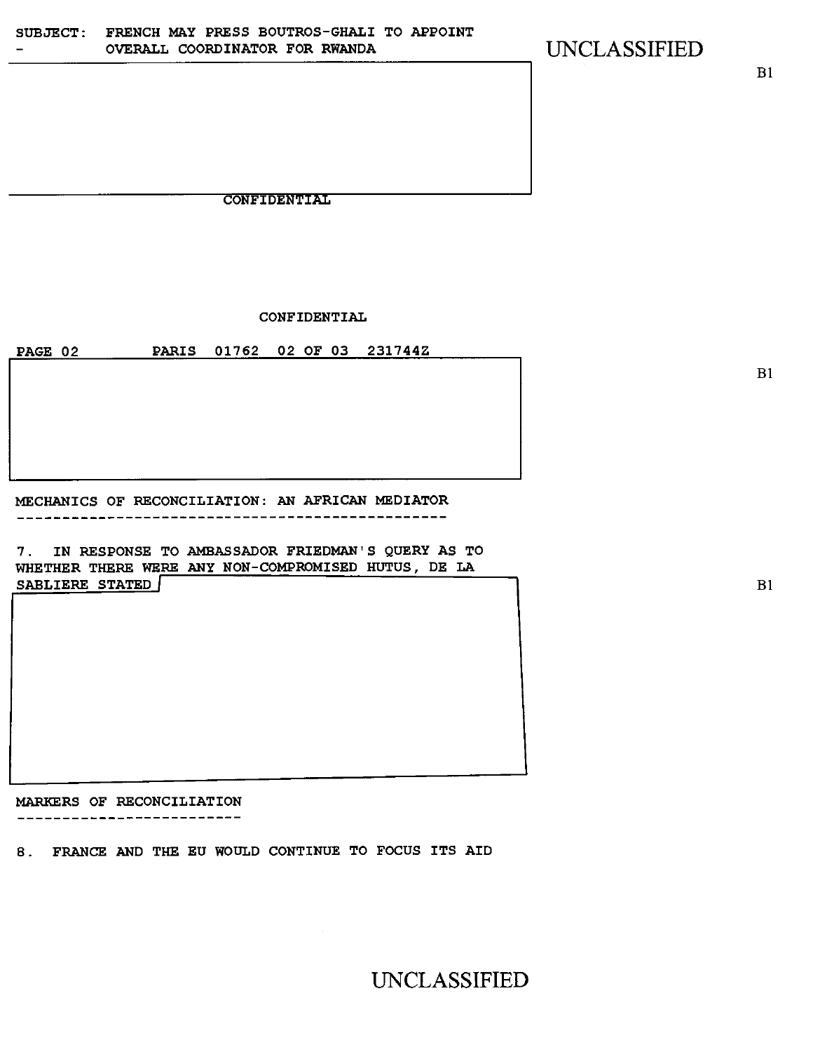SUBJECT: FRENCH MAY PRESS BOUTROS-GHALI TO APPOINT
- OVERALL COORDINATOR FOR RWANDA

UNCLASSIFIED

B1

CONFIDENTIAL

CONFIDENTIAL

PAGE 02 PARIS 01762 02 OF 03 231744Z

B1

MECHANICS OF RECONCILIATION: AN AFRICAN MEDIATOR
------------------------------------------------

7. IN RESPONSE TO AMBASSADOR FRIEDMAN'S QUERY AS TO WHETHER THERE WERE ANY NON-COMPROMISED HUTUS, DE LA SABLIERE STATED

B1

MARKERS OF RECONCILIATION
-------------------------

8. FRANCE AND THE EU WOULD CONTINUE TO FOCUS ITS AID

UNCLASSIFIED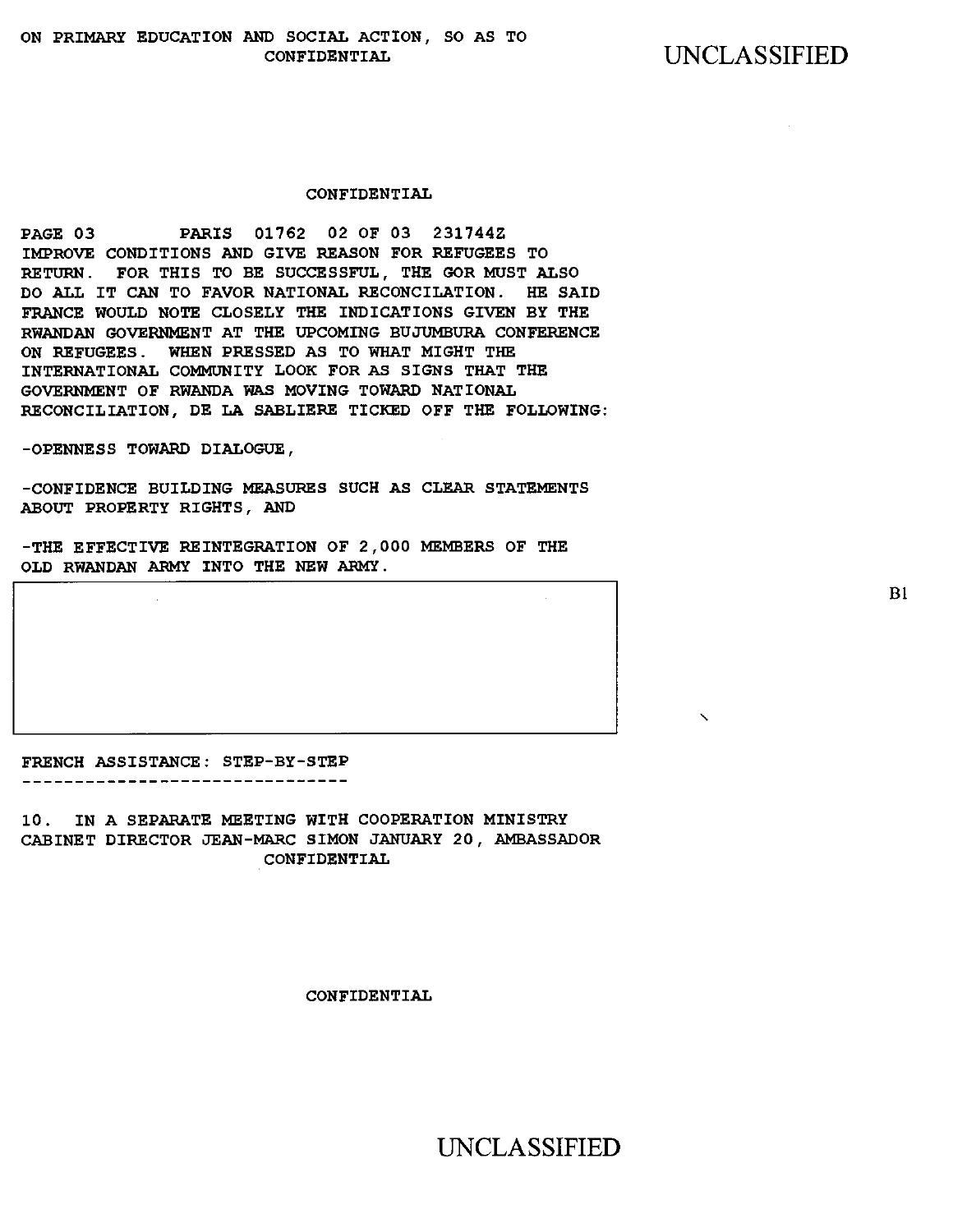ON PRIMARY EDUCATION AND SOCIAL ACTION, SO AS TO

PAGE 03 PARIS 01762 02 OF 03 231744Z

IMPROVE CONDITIONS AND GIVE REASON FOR REFUGEES TO RETURN. FOR THIS TO BE SUCCESSFUL, THE GOR MUST ALSO DO ALL IT CAN TO FAVOR NATIONAL RECONCILATION. HE SAID FRANCE WOULD NOTE CLOSELY THE INDICATIONS GIVEN BY THE RWANDAN GOVERNMENT AT THE UPCOMING BUJUMBURA CONFERENCE ON REFUGEES. WHEN PRESSED AS TO WHAT MIGHT THE INTERNATIONAL COMMUNITY LOOK FOR AS SIGNS THAT THE GOVERNMENT OF RWANDA WAS MOVING TOWARD NATIONAL RECONCILIATION, DE LA SABLIERE TICKED OFF THE FOLLOWING:

-OPENNESS TOWARD DIALOGUE,

-CONFIDENCE BUILDING MEASURES SUCH AS CLEAR STATEMENTS ABOUT PROPERTY RIGHTS, AND

-THE EFFECTIVE REINTEGRATION OF 2,000 MEMBERS OF THE OLD RWANDAN ARMY INTO THE NEW ARMY.

B1

FRENCH ASSISTANCE: STEP-BY-STEP
-------------------------------

10. IN A SEPARATE MEETING WITH COOPERATION MINISTRY CABINET DIRECTOR JEAN-MARC SIMON JANUARY 20, AMBASSADOR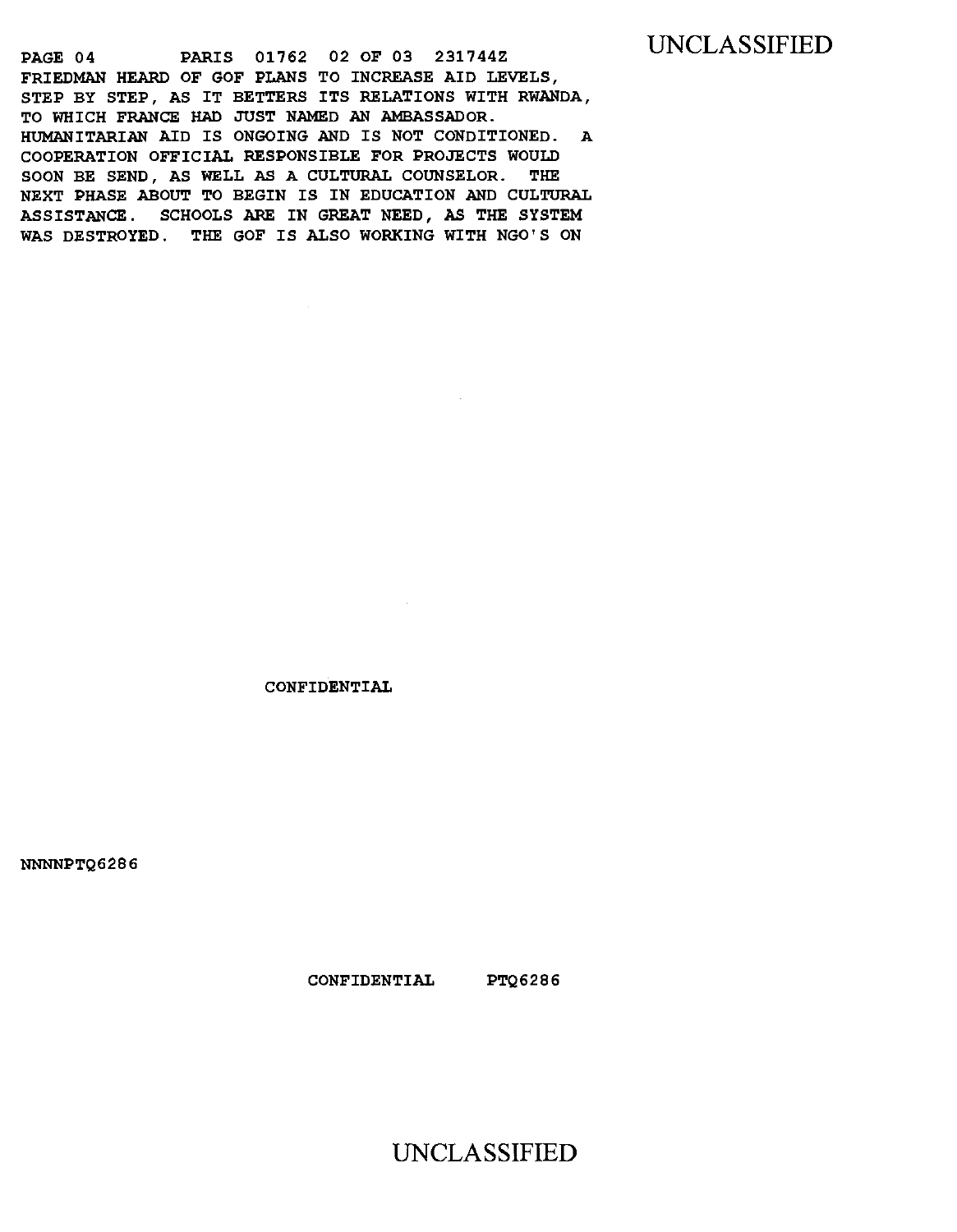FRIEDMAN HEARD OF GOF PLANS TO INCREASE AID LEVELS, STEP BY STEP, AS IT BETTERS ITS RELATIONS WITH RWANDA, TO WHICH FRANCE HAD JUST NAMED AN AMBASSADOR. HUMANITARIAN AID IS ONGOING AND IS NOT CONDITIONED. A COOPERATION OFFICIAL RESPONSIBLE FOR PROJECTS WOULD SOON BE SEND, AS WELL AS A CULTURAL COUNSELOR. THE NEXT PHASE ABOUT TO BEGIN IS IN EDUCATION AND CULTURAL ASSISTANCE. SCHOOLS ARE IN GREAT NEED, AS THE SYSTEM WAS DESTROYED. THE GOF IS ALSO WORKING WITH NGO'S ON

CONFIDENTIAL

NNNNPTQ6286

CONFIDENTIAL PTQ6286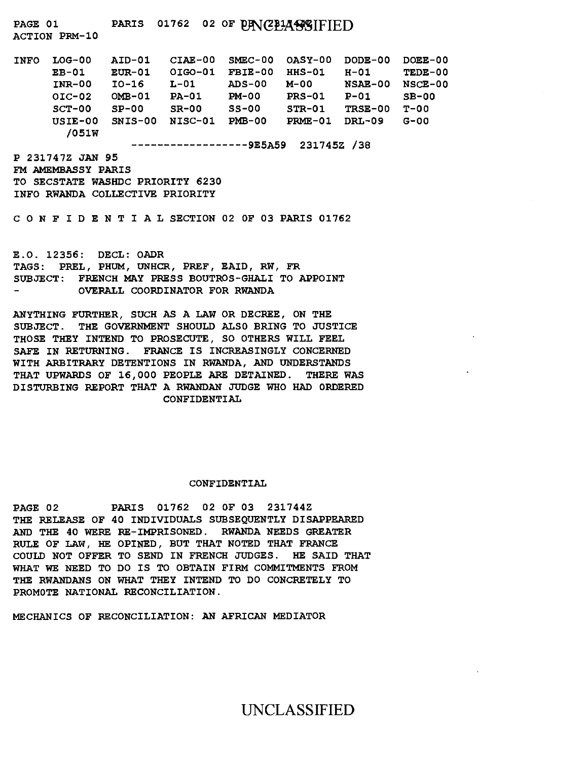ACTION PRM-10

```
INFO  LOG-00   AID-01   CIAE-00  SMEC-00  OASY-00  DODE-00  DOEE-00
      EB-01    EUR-01   OIGO-01  FBIE-00  HHS-01   H-01     TEDE-00
      INR-00   IO-16    L-01     ADS-00   M-00     NSAE-00  NSCE-00
      OIC-02   OMB-01   PA-01    PM-00    PRS-01   P-01     SB-00
      SCT-00   SP-00    SR-00    SS-00    STR-01   TRSE-00  T-00
      USIE-00  SNIS-00  NISC-01  PMB-00   PRME-01  DRL-09   G-00
        /051W
                    ------------------9E5A59  231745Z /38
```

P 231747Z JAN 95
FM AMEMBASSY PARIS
TO SECSTATE WASHDC PRIORITY 6230
INFO RWANDA COLLECTIVE PRIORITY

C O N F I D E N T I A L SECTION 02 OF 03 PARIS 01762

E.O. 12356: DECL: OADR
TAGS: PREL, PHUM, UNHCR, PREF, EAID, RW, FR
SUBJECT: FRENCH MAY PRESS BOUTROS-GHALI TO APPOINT
- OVERALL COORDINATOR FOR RWANDA

ANYTHING FURTHER, SUCH AS A LAW OR DECREE, ON THE SUBJECT. THE GOVERNMENT SHOULD ALSO BRING TO JUSTICE THOSE THEY INTEND TO PROSECUTE, SO OTHERS WILL FEEL SAFE IN RETURNING. FRANCE IS INCREASINGLY CONCERNED WITH ARBITRARY DETENTIONS IN RWANDA, AND UNDERSTANDS THAT UPWARDS OF 16,000 PEOPLE ARE DETAINED. THERE WAS DISTURBING REPORT THAT A RWANDAN JUDGE WHO HAD ORDERED THE RELEASE OF 40 INDIVIDUALS SUBSEQUENTLY DISAPPEARED AND THE 40 WERE RE-IMPRISONED. RWANDA NEEDS GREATER RULE OF LAW, HE OPINED, BUT THAT NOTED THAT FRANCE COULD NOT OFFER TO SEND IN FRENCH JUDGES. HE SAID THAT WHAT WE NEED TO DO IS TO OBTAIN FIRM COMMITMENTS FROM THE RWANDANS ON WHAT THEY INTEND TO DO CONCRETELY TO PROMOTE NATIONAL RECONCILIATION.

MECHANICS OF RECONCILIATION: AN AFRICAN MEDIATOR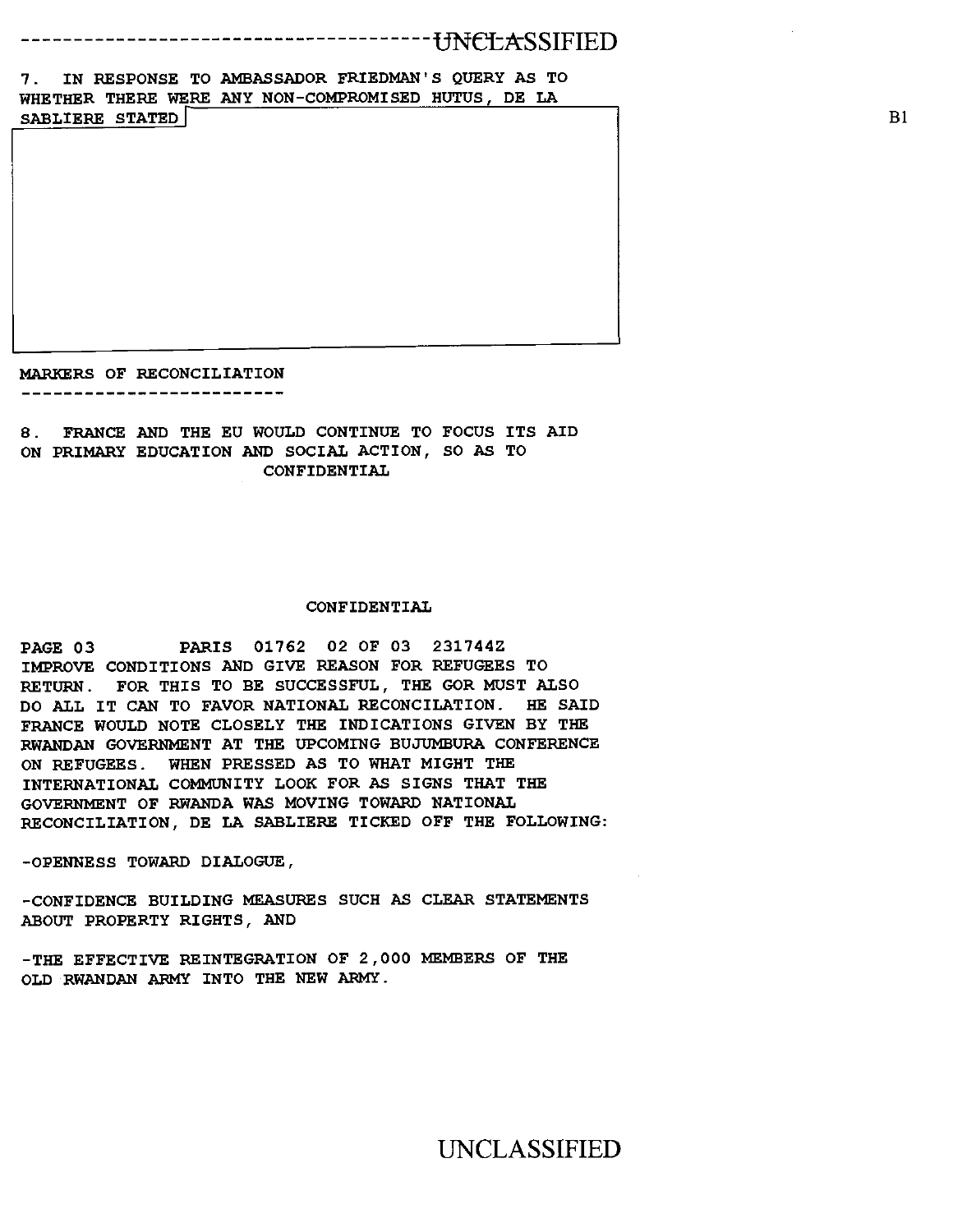7. IN RESPONSE TO AMBASSADOR FRIEDMAN'S QUERY AS TO WHETHER THERE WERE ANY NON-COMPROMISED HUTUS, DE LA SABLIERE STATED

B1

MARKERS OF RECONCILIATION
-------------------------

8. FRANCE AND THE EU WOULD CONTINUE TO FOCUS ITS AID ON PRIMARY EDUCATION AND SOCIAL ACTION, SO AS TO

CONFIDENTIAL

CONFIDENTIAL

PAGE 03 PARIS 01762 02 OF 03 231744Z

IMPROVE CONDITIONS AND GIVE REASON FOR REFUGEES TO RETURN. FOR THIS TO BE SUCCESSFUL, THE GOR MUST ALSO DO ALL IT CAN TO FAVOR NATIONAL RECONCILATION. HE SAID FRANCE WOULD NOTE CLOSELY THE INDICATIONS GIVEN BY THE RWANDAN GOVERNMENT AT THE UPCOMING BUJUMBURA CONFERENCE ON REFUGEES. WHEN PRESSED AS TO WHAT MIGHT THE INTERNATIONAL COMMUNITY LOOK FOR AS SIGNS THAT THE GOVERNMENT OF RWANDA WAS MOVING TOWARD NATIONAL RECONCILIATION, DE LA SABLIERE TICKED OFF THE FOLLOWING:

-OPENNESS TOWARD DIALOGUE,

-CONFIDENCE BUILDING MEASURES SUCH AS CLEAR STATEMENTS ABOUT PROPERTY RIGHTS, AND

-THE EFFECTIVE REINTEGRATION OF 2,000 MEMBERS OF THE OLD RWANDAN ARMY INTO THE NEW ARMY.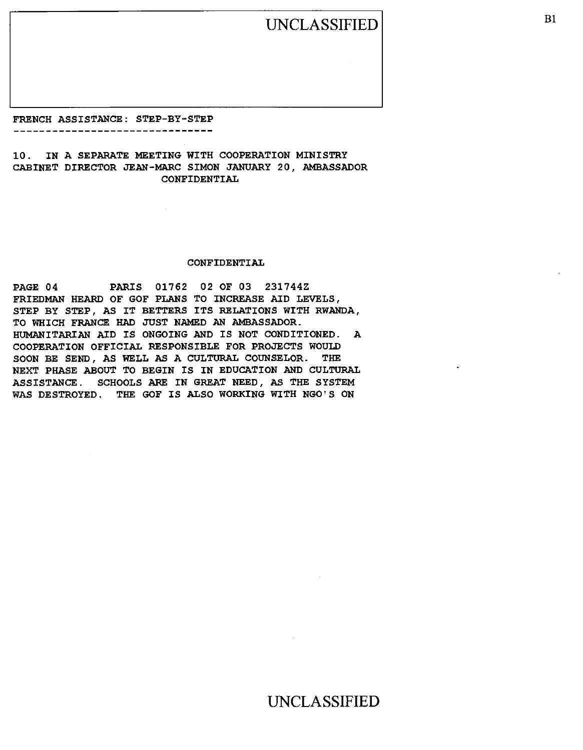FRENCH ASSISTANCE: STEP-BY-STEP
-------------------------------

10. IN A SEPARATE MEETING WITH COOPERATION MINISTRY CABINET DIRECTOR JEAN-MARC SIMON JANUARY 20, AMBASSADOR

CONFIDENTIAL

CONFIDENTIAL

PAGE 04 PARIS 01762 02 OF 03 231744Z

FRIEDMAN HEARD OF GOF PLANS TO INCREASE AID LEVELS, STEP BY STEP, AS IT BETTERS ITS RELATIONS WITH RWANDA, TO WHICH FRANCE HAD JUST NAMED AN AMBASSADOR. HUMANITARIAN AID IS ONGOING AND IS NOT CONDITIONED. A COOPERATION OFFICIAL RESPONSIBLE FOR PROJECTS WOULD SOON BE SEND, AS WELL AS A CULTURAL COUNSELOR. THE NEXT PHASE ABOUT TO BEGIN IS IN EDUCATION AND CULTURAL ASSISTANCE. SCHOOLS ARE IN GREAT NEED, AS THE SYSTEM WAS DESTROYED. THE GOF IS ALSO WORKING WITH NGO'S ON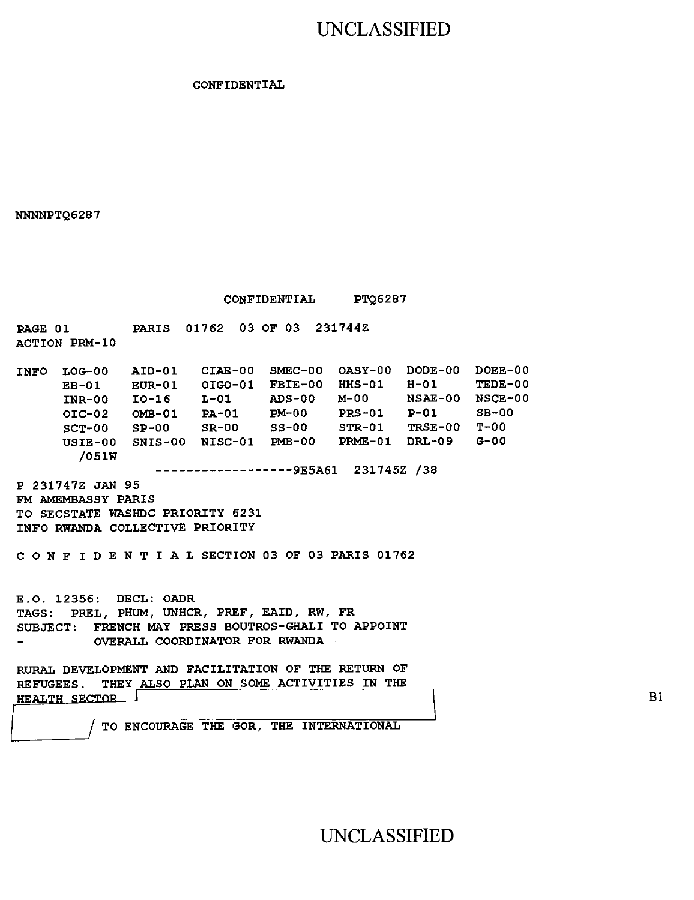CONFIDENTIAL

NNNNPTQ6287

CONFIDENTIAL PTQ6287

PAGE 01 PARIS 01762 03 OF 03 231744Z
ACTION PRM-10

```
INFO  LOG-00   AID-01   CIAE-00  SMEC-00  OASY-00  DODE-00  DOEE-00
      EB-01    EUR-01   OIGO-01  FBIE-00  HHS-01   H-01     TEDE-00
      INR-00   IO-16    L-01     ADS-00   M-00     NSAE-00  NSCE-00
      OIC-02   OMB-01   PA-01    PM-00    PRS-01   P-01     SB-00
      SCT-00   SP-00    SR-00    SS-00    STR-01   TRSE-00  T-00
      USIE-00  SNIS-00  NISC-01  PMB-00   PRME-01  DRL-09   G-00
        /051W
                 ------------------9E5A61  231745Z /38
```

P 231747Z JAN 95
FM AMEMBASSY PARIS
TO SECSTATE WASHDC PRIORITY 6231
INFO RWANDA COLLECTIVE PRIORITY

C O N F I D E N T I A L SECTION 03 OF 03 PARIS 01762

E.O. 12356: DECL: OADR
TAGS: PREL, PHUM, UNHCR, PREF, EAID, RW, FR
SUBJECT: FRENCH MAY PRESS BOUTROS-GHALI TO APPOINT
- OVERALL COORDINATOR FOR RWANDA

RURAL DEVELOPMENT AND FACILITATION OF THE RETURN OF REFUGEES. THEY ALSO PLAN ON SOME ACTIVITIES IN THE HEALTH SECTOR [redacted] B1

[redacted] TO ENCOURAGE THE GOR, THE INTERNATIONAL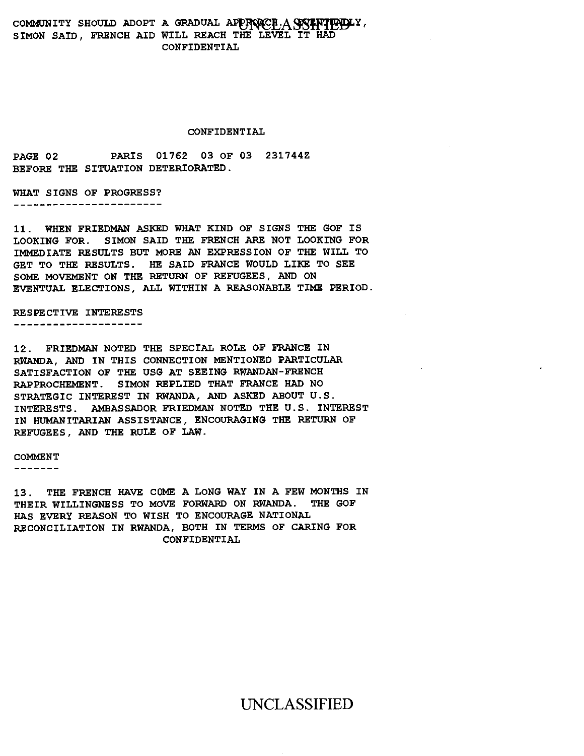COMMUNITY SHOULD ADOPT A GRADUAL APPROACH. EVENTUALLY, SIMON SAID, FRENCH AID WILL REACH THE LEVEL IT HAD

CONFIDENTIAL

CONFIDENTIAL

PAGE 02 PARIS 01762 03 OF 03 231744Z

BEFORE THE SITUATION DETERIORATED.

WHAT SIGNS OF PROGRESS?
-----------------------

11. WHEN FRIEDMAN ASKED WHAT KIND OF SIGNS THE GOF IS LOOKING FOR. SIMON SAID THE FRENCH ARE NOT LOOKING FOR IMMEDIATE RESULTS BUT MORE AN EXPRESSION OF THE WILL TO GET TO THE RESULTS. HE SAID FRANCE WOULD LIKE TO SEE SOME MOVEMENT ON THE RETURN OF REFUGEES, AND ON EVENTUAL ELECTIONS, ALL WITHIN A REASONABLE TIME PERIOD.

RESPECTIVE INTERESTS
--------------------

12. FRIEDMAN NOTED THE SPECIAL ROLE OF FRANCE IN RWANDA, AND IN THIS CONNECTION MENTIONED PARTICULAR SATISFACTION OF THE USG AT SEEING RWANDAN-FRENCH RAPPROCHEMENT. SIMON REPLIED THAT FRANCE HAD NO STRATEGIC INTEREST IN RWANDA, AND ASKED ABOUT U.S. INTERESTS. AMBASSADOR FRIEDMAN NOTED THE U.S. INTEREST IN HUMANITARIAN ASSISTANCE, ENCOURAGING THE RETURN OF REFUGEES, AND THE RULE OF LAW.

COMMENT
-------

13. THE FRENCH HAVE COME A LONG WAY IN A FEW MONTHS IN THEIR WILLINGNESS TO MOVE FORWARD ON RWANDA. THE GOF HAS EVERY REASON TO WISH TO ENCOURAGE NATIONAL RECONCILIATION IN RWANDA, BOTH IN TERMS OF CARING FOR

CONFIDENTIAL

UNCLASSIFIED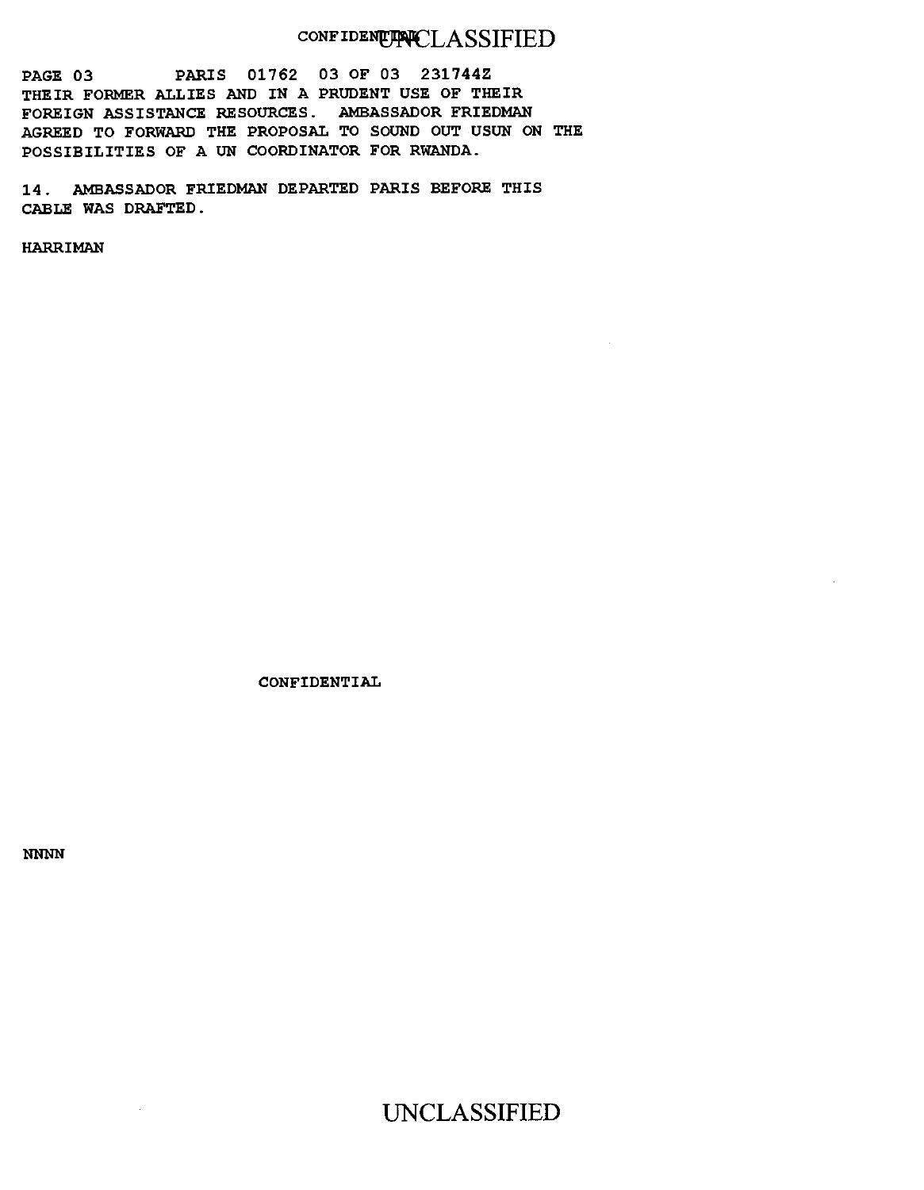THEIR FORMER ALLIES AND IN A PRUDENT USE OF THEIR FOREIGN ASSISTANCE RESOURCES. AMBASSADOR FRIEDMAN AGREED TO FORWARD THE PROPOSAL TO SOUND OUT USUN ON THE POSSIBILITIES OF A UN COORDINATOR FOR RWANDA.

14. AMBASSADOR FRIEDMAN DEPARTED PARIS BEFORE THIS CABLE WAS DRAFTED.

HARRIMAN

NNNN